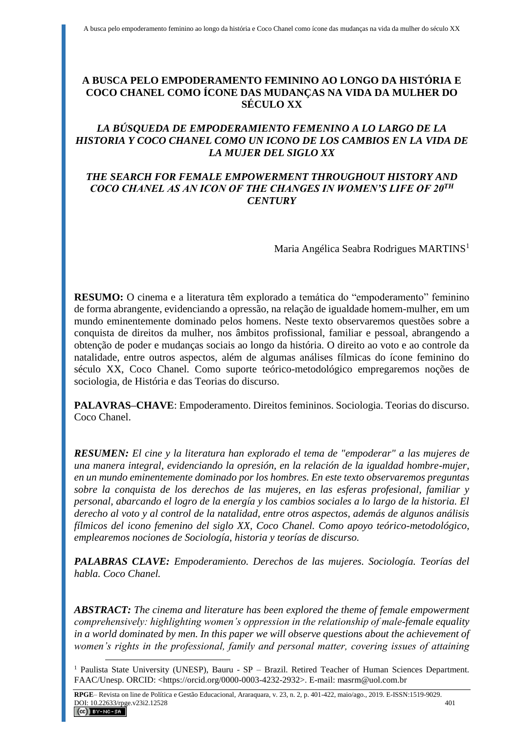# A BUSCA PELO EMPODERAMENTO FEMININO AO LONGO DA HISTÓRIA E COCO CHANEL COMO ÍCONE DAS MUDANÇAS NA VIDA DA MULHER DO SÉCULO XX

## *LA BÚSQUEDA DE EMPODERAMIENTO FEMENINO A LO LARGO DE LA HISTORIA Y COCO CHANEL COMO UN ICONO DE LOS CAMBIOS EN LA VIDA DE LA MUJER DEL SIGLO XX*

## *THE SEARCH FOR FEMALE EMPOWERMENT THROUGHOUT HISTORY AND COCO CHANEL AS AN ICON OF THE CHANGES IN WOMEN'S LIFE OF 20TH CENTURY*

Maria Angélica Seabra Rodrigues MARTINS[1]

**RESUMO:** O cinema e a literatura têm explorado a temática do "empoderamento" feminino de forma abrangente, evidenciando a opressão, na relação de igualdade homem-mulher, em um mundo eminentemente dominado pelos homens. Neste texto observaremos questões sobre a conquista de direitos da mulher, nos âmbitos profissional, familiar e pessoal, abrangendo a obtenção de poder e mudanças sociais ao longo da história. O direito ao voto e ao controle da natalidade, entre outros aspectos, além de algumas análises fílmicas do ícone feminino do século XX, Coco Chanel. Como suporte teórico-metodológico empregaremos noções de sociologia, de História e das Teorias do discurso.

**PALAVRAS–CHAVE**: Empoderamento. Direitos femininos. Sociologia. Teorias do discurso. Coco Chanel.

***RESUMEN:*** *El cine y la literatura han explorado el tema de "empoderar" a las mujeres de una manera integral, evidenciando la opresión, en la relación de la igualdad hombre-mujer, en un mundo eminentemente dominado por los hombres. En este texto observaremos preguntas sobre la conquista de los derechos de las mujeres, en las esferas profesional, familiar y personal, abarcando el logro de la energía y los cambios sociales a lo largo de la historia. El derecho al voto y al control de la natalidad, entre otros aspectos, además de algunos análisis fílmicos del icono femenino del siglo XX, Coco Chanel. Como apoyo teórico-metodológico, emplearemos nociones de Sociología, historia y teorías de discurso.*

***PALABRAS CLAVE:*** *Empoderamiento. Derechos de las mujeres. Sociología. Teorías del habla. Coco Chanel.*

***ABSTRACT:*** *The cinema and literature has been explored the theme of female empowerment comprehensively: highlighting women's oppression in the relationship of male-female equality in a world dominated by men. In this paper we will observe questions about the achievement of women's rights in the professional, family and personal matter, covering issues of attaining*

[1] Paulista State University (UNESP), Bauru - SP – Brazil. Retired Teacher of Human Sciences Department. FAAC/Unesp. ORCID: <https://orcid.org/0000-0003-4232-2932>. E-mail: masrm@uol.com.br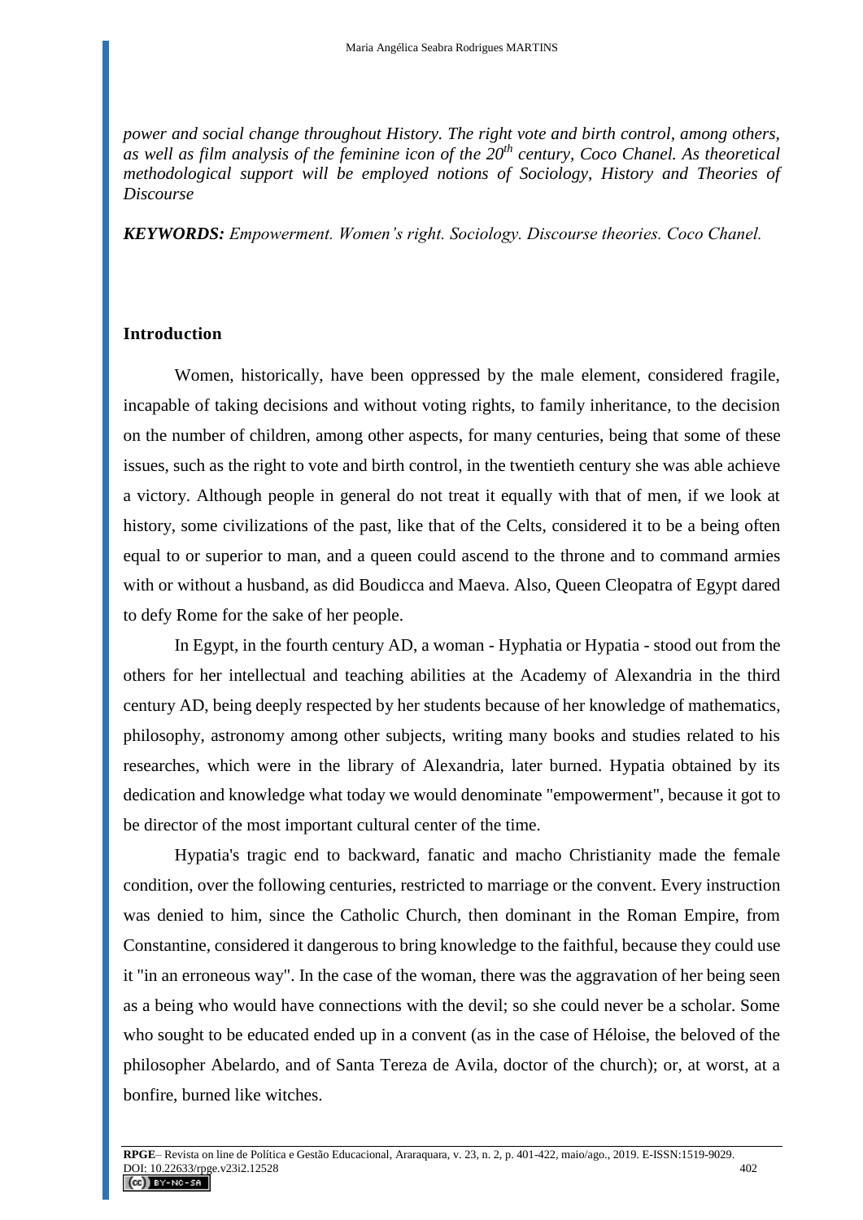*power and social change throughout History. The right vote and birth control, among others, as well as film analysis of the feminine icon of the 20$^{th}$ century, Coco Chanel. As theoretical methodological support will be employed notions of Sociology, History and Theories of Discourse*

***KEYWORDS:*** *Empowerment. Women's right. Sociology. Discourse theories. Coco Chanel.*

## Introduction

Women, historically, have been oppressed by the male element, considered fragile, incapable of taking decisions and without voting rights, to family inheritance, to the decision on the number of children, among other aspects, for many centuries, being that some of these issues, such as the right to vote and birth control, in the twentieth century she was able achieve a victory. Although people in general do not treat it equally with that of men, if we look at history, some civilizations of the past, like that of the Celts, considered it to be a being often equal to or superior to man, and a queen could ascend to the throne and to command armies with or without a husband, as did Boudicca and Maeva. Also, Queen Cleopatra of Egypt dared to defy Rome for the sake of her people.

In Egypt, in the fourth century AD, a woman - Hyphatia or Hypatia - stood out from the others for her intellectual and teaching abilities at the Academy of Alexandria in the third century AD, being deeply respected by her students because of her knowledge of mathematics, philosophy, astronomy among other subjects, writing many books and studies related to his researches, which were in the library of Alexandria, later burned. Hypatia obtained by its dedication and knowledge what today we would denominate "empowerment", because it got to be director of the most important cultural center of the time.

Hypatia's tragic end to backward, fanatic and macho Christianity made the female condition, over the following centuries, restricted to marriage or the convent. Every instruction was denied to him, since the Catholic Church, then dominant in the Roman Empire, from Constantine, considered it dangerous to bring knowledge to the faithful, because they could use it "in an erroneous way". In the case of the woman, there was the aggravation of her being seen as a being who would have connections with the devil; so she could never be a scholar. Some who sought to be educated ended up in a convent (as in the case of Héloise, the beloved of the philosopher Abelardo, and of Santa Tereza de Avila, doctor of the church); or, at worst, at a bonfire, burned like witches.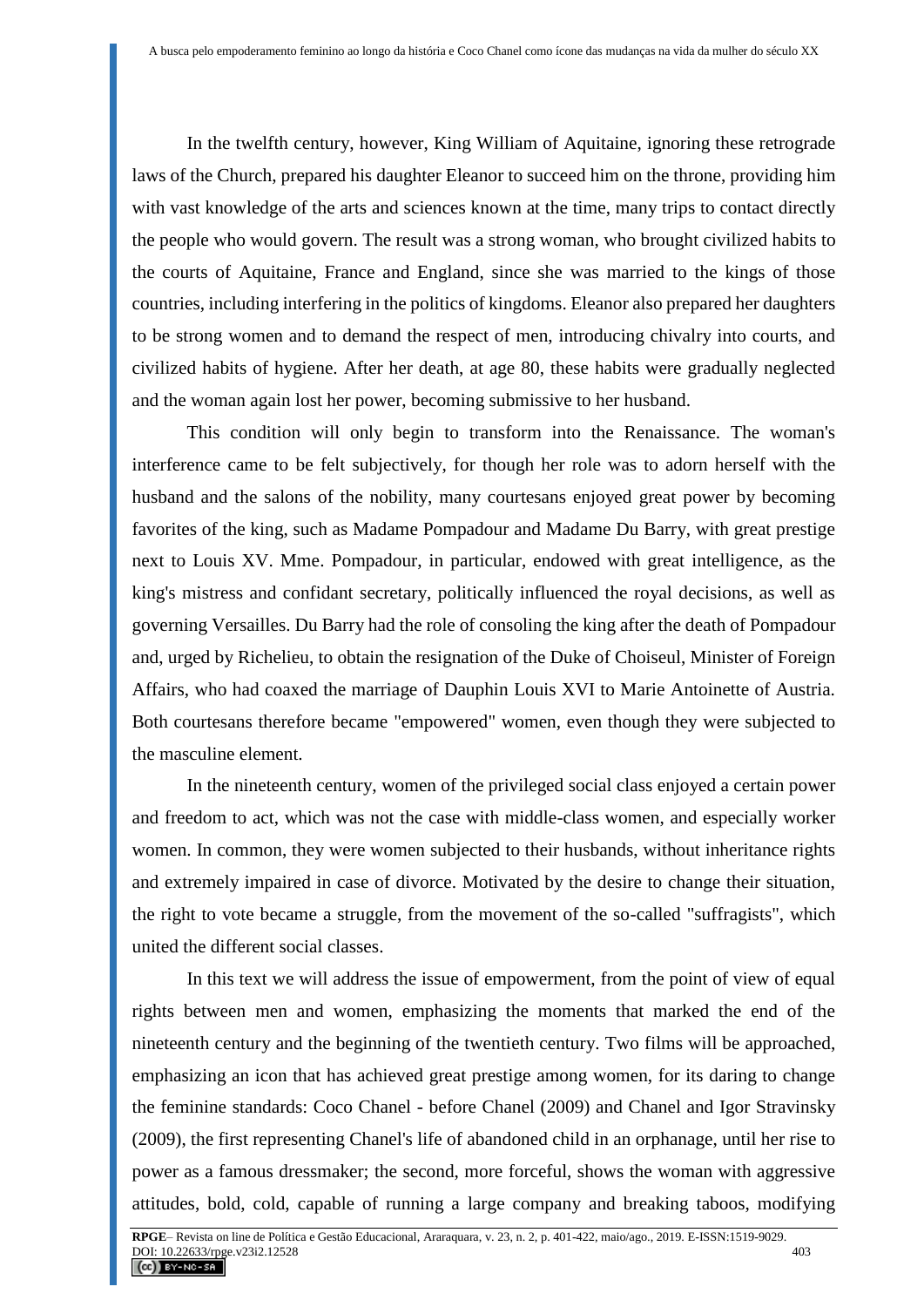In the twelfth century, however, King William of Aquitaine, ignoring these retrograde laws of the Church, prepared his daughter Eleanor to succeed him on the throne, providing him with vast knowledge of the arts and sciences known at the time, many trips to contact directly the people who would govern. The result was a strong woman, who brought civilized habits to the courts of Aquitaine, France and England, since she was married to the kings of those countries, including interfering in the politics of kingdoms. Eleanor also prepared her daughters to be strong women and to demand the respect of men, introducing chivalry into courts, and civilized habits of hygiene. After her death, at age 80, these habits were gradually neglected and the woman again lost her power, becoming submissive to her husband.

This condition will only begin to transform into the Renaissance. The woman's interference came to be felt subjectively, for though her role was to adorn herself with the husband and the salons of the nobility, many courtesans enjoyed great power by becoming favorites of the king, such as Madame Pompadour and Madame Du Barry, with great prestige next to Louis XV. Mme. Pompadour, in particular, endowed with great intelligence, as the king's mistress and confidant secretary, politically influenced the royal decisions, as well as governing Versailles. Du Barry had the role of consoling the king after the death of Pompadour and, urged by Richelieu, to obtain the resignation of the Duke of Choiseul, Minister of Foreign Affairs, who had coaxed the marriage of Dauphin Louis XVI to Marie Antoinette of Austria. Both courtesans therefore became "empowered" women, even though they were subjected to the masculine element.

In the nineteenth century, women of the privileged social class enjoyed a certain power and freedom to act, which was not the case with middle-class women, and especially worker women. In common, they were women subjected to their husbands, without inheritance rights and extremely impaired in case of divorce. Motivated by the desire to change their situation, the right to vote became a struggle, from the movement of the so-called "suffragists", which united the different social classes.

In this text we will address the issue of empowerment, from the point of view of equal rights between men and women, emphasizing the moments that marked the end of the nineteenth century and the beginning of the twentieth century. Two films will be approached, emphasizing an icon that has achieved great prestige among women, for its daring to change the feminine standards: Coco Chanel - before Chanel (2009) and Chanel and Igor Stravinsky (2009), the first representing Chanel's life of abandoned child in an orphanage, until her rise to power as a famous dressmaker; the second, more forceful, shows the woman with aggressive attitudes, bold, cold, capable of running a large company and breaking taboos, modifying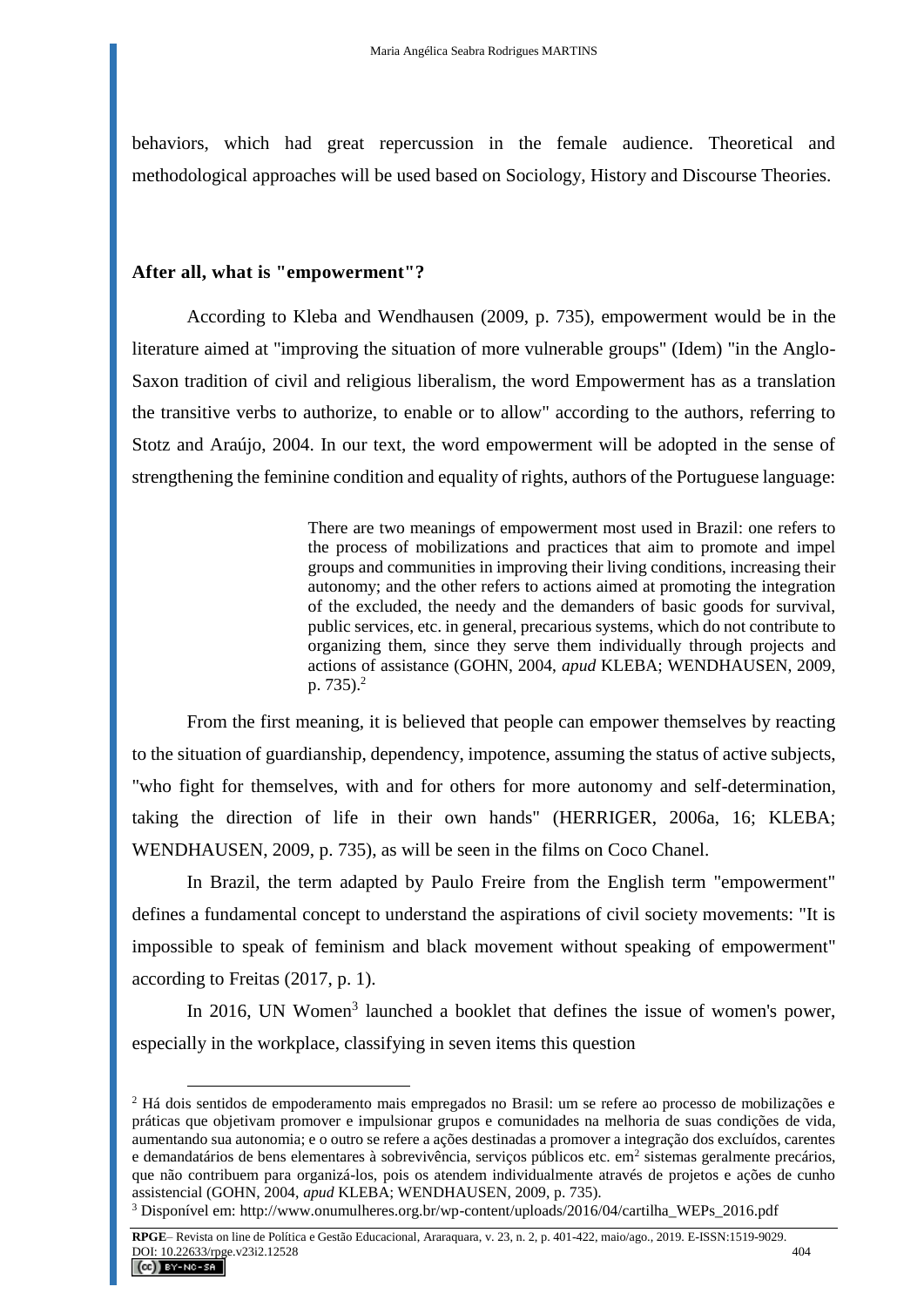behaviors, which had great repercussion in the female audience. Theoretical and methodological approaches will be used based on Sociology, History and Discourse Theories.

## After all, what is "empowerment"?

According to Kleba and Wendhausen (2009, p. 735), empowerment would be in the literature aimed at "improving the situation of more vulnerable groups" (Idem) "in the Anglo-Saxon tradition of civil and religious liberalism, the word Empowerment has as a translation the transitive verbs to authorize, to enable or to allow" according to the authors, referring to Stotz and Araújo, 2004. In our text, the word empowerment will be adopted in the sense of strengthening the feminine condition and equality of rights, authors of the Portuguese language:

> There are two meanings of empowerment most used in Brazil: one refers to the process of mobilizations and practices that aim to promote and impel groups and communities in improving their living conditions, increasing their autonomy; and the other refers to actions aimed at promoting the integration of the excluded, the needy and the demanders of basic goods for survival, public services, etc. in general, precarious systems, which do not contribute to organizing them, since they serve them individually through projects and actions of assistance (GOHN, 2004, *apud* KLEBA; WENDHAUSEN, 2009, p. 735).[2]

From the first meaning, it is believed that people can empower themselves by reacting to the situation of guardianship, dependency, impotence, assuming the status of active subjects, "who fight for themselves, with and for others for more autonomy and self-determination, taking the direction of life in their own hands" (HERRIGER, 2006a, 16; KLEBA; WENDHAUSEN, 2009, p. 735), as will be seen in the films on Coco Chanel.

In Brazil, the term adapted by Paulo Freire from the English term "empowerment" defines a fundamental concept to understand the aspirations of civil society movements: "It is impossible to speak of feminism and black movement without speaking of empowerment" according to Freitas (2017, p. 1).

In 2016, UN Women[3] launched a booklet that defines the issue of women's power, especially in the workplace, classifying in seven items this question

---

[2] Há dois sentidos de empoderamento mais empregados no Brasil: um se refere ao processo de mobilizações e práticas que objetivam promover e impulsionar grupos e comunidades na melhoria de suas condições de vida, aumentando sua autonomia; e o outro se refere a ações destinadas a promover a integração dos excluídos, carentes e demandatários de bens elementares à sobrevivência, serviços públicos etc. em[2] sistemas geralmente precários, que não contribuem para organizá-los, pois os atendem individualmente através de projetos e ações de cunho assistencial (GOHN, 2004, *apud* KLEBA; WENDHAUSEN, 2009, p. 735).

[3] Disponível em: http://www.onumulheres.org.br/wp-content/uploads/2016/04/cartilha_WEPs_2016.pdf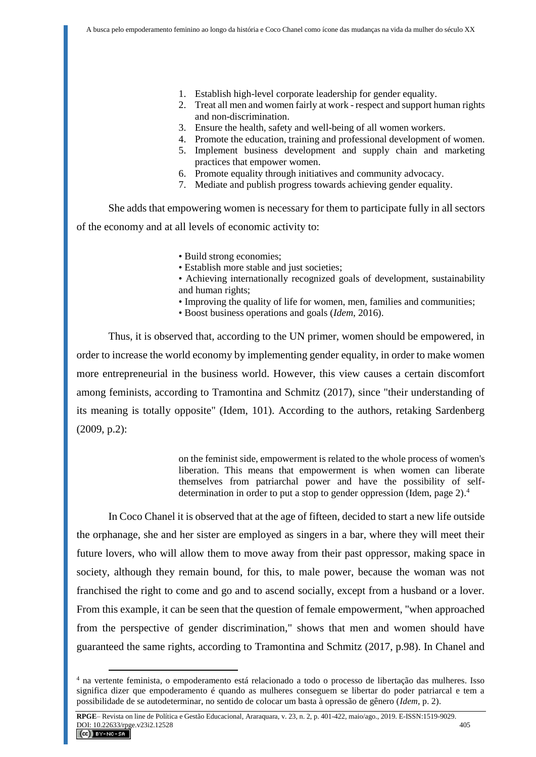1. Establish high-level corporate leadership for gender equality.
2. Treat all men and women fairly at work - respect and support human rights and non-discrimination.
3. Ensure the health, safety and well-being of all women workers.
4. Promote the education, training and professional development of women.
5. Implement business development and supply chain and marketing practices that empower women.
6. Promote equality through initiatives and community advocacy.
7. Mediate and publish progress towards achieving gender equality.

She adds that empowering women is necessary for them to participate fully in all sectors of the economy and at all levels of economic activity to:

> • Build strong economies;
> • Establish more stable and just societies;
> • Achieving internationally recognized goals of development, sustainability and human rights;
> • Improving the quality of life for women, men, families and communities;
> • Boost business operations and goals (*Idem*, 2016).

Thus, it is observed that, according to the UN primer, women should be empowered, in order to increase the world economy by implementing gender equality, in order to make women more entrepreneurial in the business world. However, this view causes a certain discomfort among feminists, according to Tramontina and Schmitz (2017), since "their understanding of its meaning is totally opposite" (Idem, 101). According to the authors, retaking Sardenberg (2009, p.2):

> on the feminist side, empowerment is related to the whole process of women's liberation. This means that empowerment is when women can liberate themselves from patriarchal power and have the possibility of self-determination in order to put a stop to gender oppression (Idem, page 2).[4]

In Coco Chanel it is observed that at the age of fifteen, decided to start a new life outside the orphanage, she and her sister are employed as singers in a bar, where they will meet their future lovers, who will allow them to move away from their past oppressor, making space in society, although they remain bound, for this, to male power, because the woman was not franchised the right to come and go and to ascend socially, except from a husband or a lover. From this example, it can be seen that the question of female empowerment, "when approached from the perspective of gender discrimination," shows that men and women should have guaranteed the same rights, according to Tramontina and Schmitz (2017, p.98). In Chanel and

---

[4] na vertente feminista, o empoderamento está relacionado a todo o processo de libertação das mulheres. Isso significa dizer que empoderamento é quando as mulheres conseguem se libertar do poder patriarcal e tem a possibilidade de se autodeterminar, no sentido de colocar um basta à opressão de gênero (*Idem*, p. 2).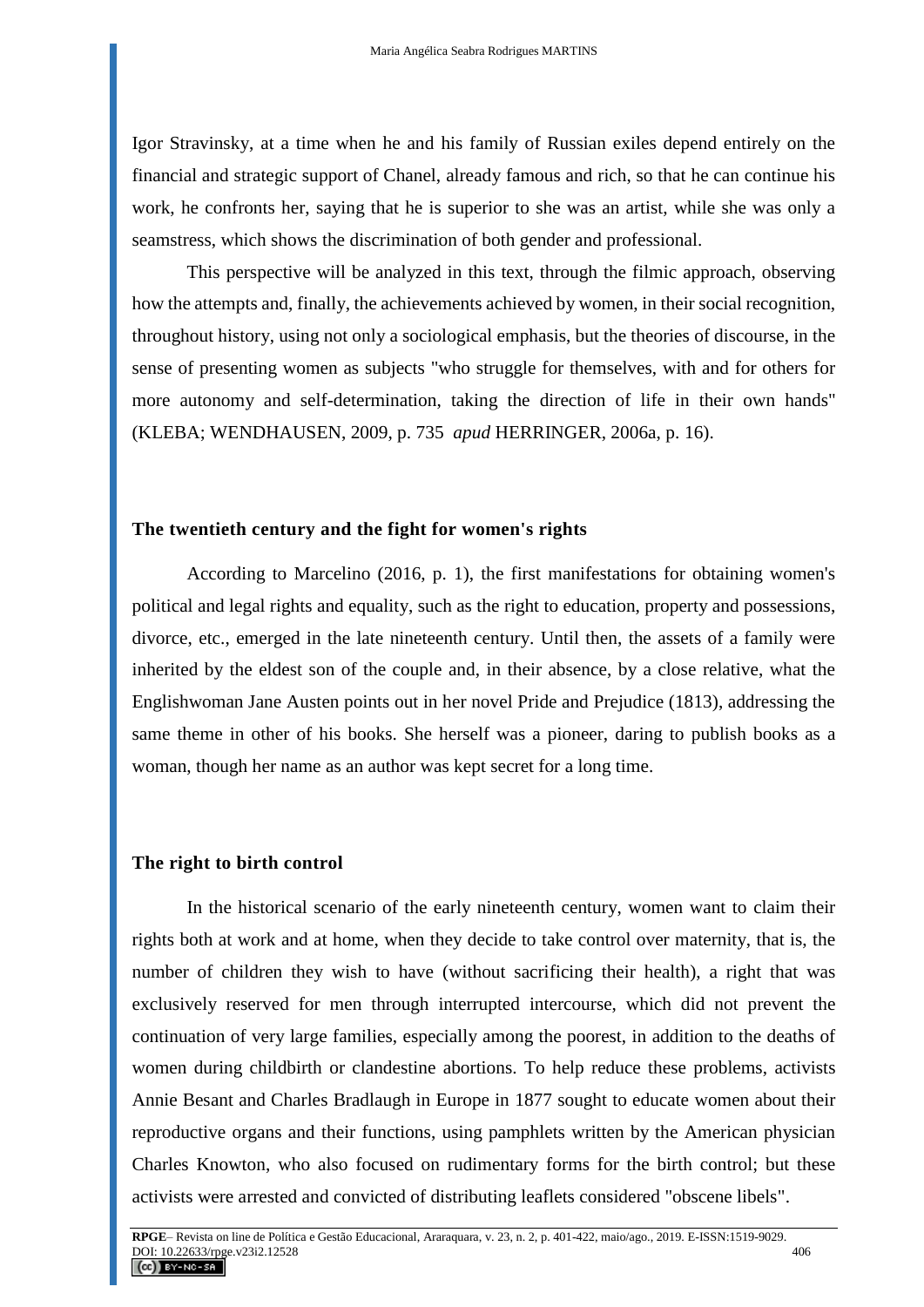Igor Stravinsky, at a time when he and his family of Russian exiles depend entirely on the financial and strategic support of Chanel, already famous and rich, so that he can continue his work, he confronts her, saying that he is superior to she was an artist, while she was only a seamstress, which shows the discrimination of both gender and professional.

This perspective will be analyzed in this text, through the filmic approach, observing how the attempts and, finally, the achievements achieved by women, in their social recognition, throughout history, using not only a sociological emphasis, but the theories of discourse, in the sense of presenting women as subjects "who struggle for themselves, with and for others for more autonomy and self-determination, taking the direction of life in their own hands" (KLEBA; WENDHAUSEN, 2009, p. 735 *apud* HERRINGER, 2006a, p. 16).

## The twentieth century and the fight for women's rights

According to Marcelino (2016, p. 1), the first manifestations for obtaining women's political and legal rights and equality, such as the right to education, property and possessions, divorce, etc., emerged in the late nineteenth century. Until then, the assets of a family were inherited by the eldest son of the couple and, in their absence, by a close relative, what the Englishwoman Jane Austen points out in her novel Pride and Prejudice (1813), addressing the same theme in other of his books. She herself was a pioneer, daring to publish books as a woman, though her name as an author was kept secret for a long time.

## The right to birth control

In the historical scenario of the early nineteenth century, women want to claim their rights both at work and at home, when they decide to take control over maternity, that is, the number of children they wish to have (without sacrificing their health), a right that was exclusively reserved for men through interrupted intercourse, which did not prevent the continuation of very large families, especially among the poorest, in addition to the deaths of women during childbirth or clandestine abortions. To help reduce these problems, activists Annie Besant and Charles Bradlaugh in Europe in 1877 sought to educate women about their reproductive organs and their functions, using pamphlets written by the American physician Charles Knowton, who also focused on rudimentary forms for the birth control; but these activists were arrested and convicted of distributing leaflets considered "obscene libels".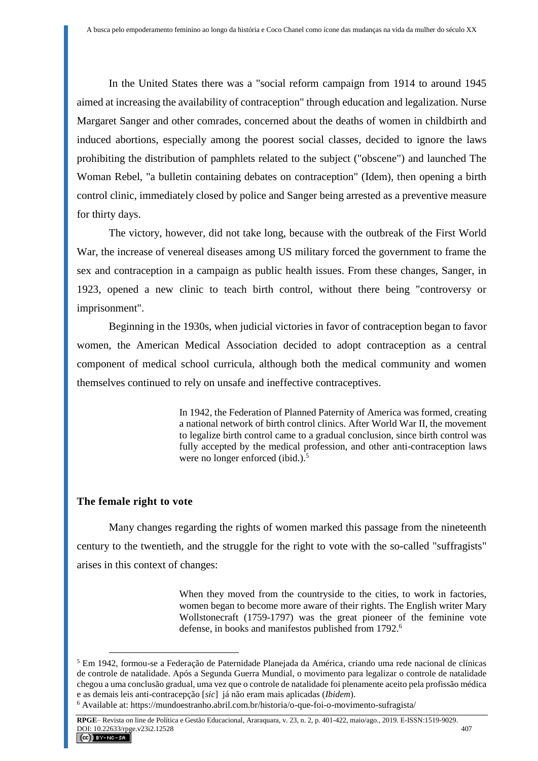In the United States there was a "social reform campaign from 1914 to around 1945 aimed at increasing the availability of contraception" through education and legalization. Nurse Margaret Sanger and other comrades, concerned about the deaths of women in childbirth and induced abortions, especially among the poorest social classes, decided to ignore the laws prohibiting the distribution of pamphlets related to the subject ("obscene") and launched The Woman Rebel, "a bulletin containing debates on contraception" (Idem), then opening a birth control clinic, immediately closed by police and Sanger being arrested as a preventive measure for thirty days.

The victory, however, did not take long, because with the outbreak of the First World War, the increase of venereal diseases among US military forced the government to frame the sex and contraception in a campaign as public health issues. From these changes, Sanger, in 1923, opened a new clinic to teach birth control, without there being "controversy or imprisonment".

Beginning in the 1930s, when judicial victories in favor of contraception began to favor women, the American Medical Association decided to adopt contraception as a central component of medical school curricula, although both the medical community and women themselves continued to rely on unsafe and ineffective contraceptives.

> In 1942, the Federation of Planned Paternity of America was formed, creating a national network of birth control clinics. After World War II, the movement to legalize birth control came to a gradual conclusion, since birth control was fully accepted by the medical profession, and other anti-contraception laws were no longer enforced (ibid.).[5]

### The female right to vote

Many changes regarding the rights of women marked this passage from the nineteenth century to the twentieth, and the struggle for the right to vote with the so-called "suffragists" arises in this context of changes:

> When they moved from the countryside to the cities, to work in factories, women began to become more aware of their rights. The English writer Mary Wollstonecraft (1759-1797) was the great pioneer of the feminine vote defense, in books and manifestos published from 1792.[6]

---

[5] Em 1942, formou-se a Federação de Paternidade Planejada da América, criando uma rede nacional de clínicas de controle de natalidade. Após a Segunda Guerra Mundial, o movimento para legalizar o controle de natalidade chegou a uma conclusão gradual, uma vez que o controle de natalidade foi plenamente aceito pela profissão médica e as demais leis anti-contracepção [*sic*] já não eram mais aplicadas (*Ibidem*).

[6] Available at: https://mundoestranho.abril.com.br/historia/o-que-foi-o-movimento-sufragista/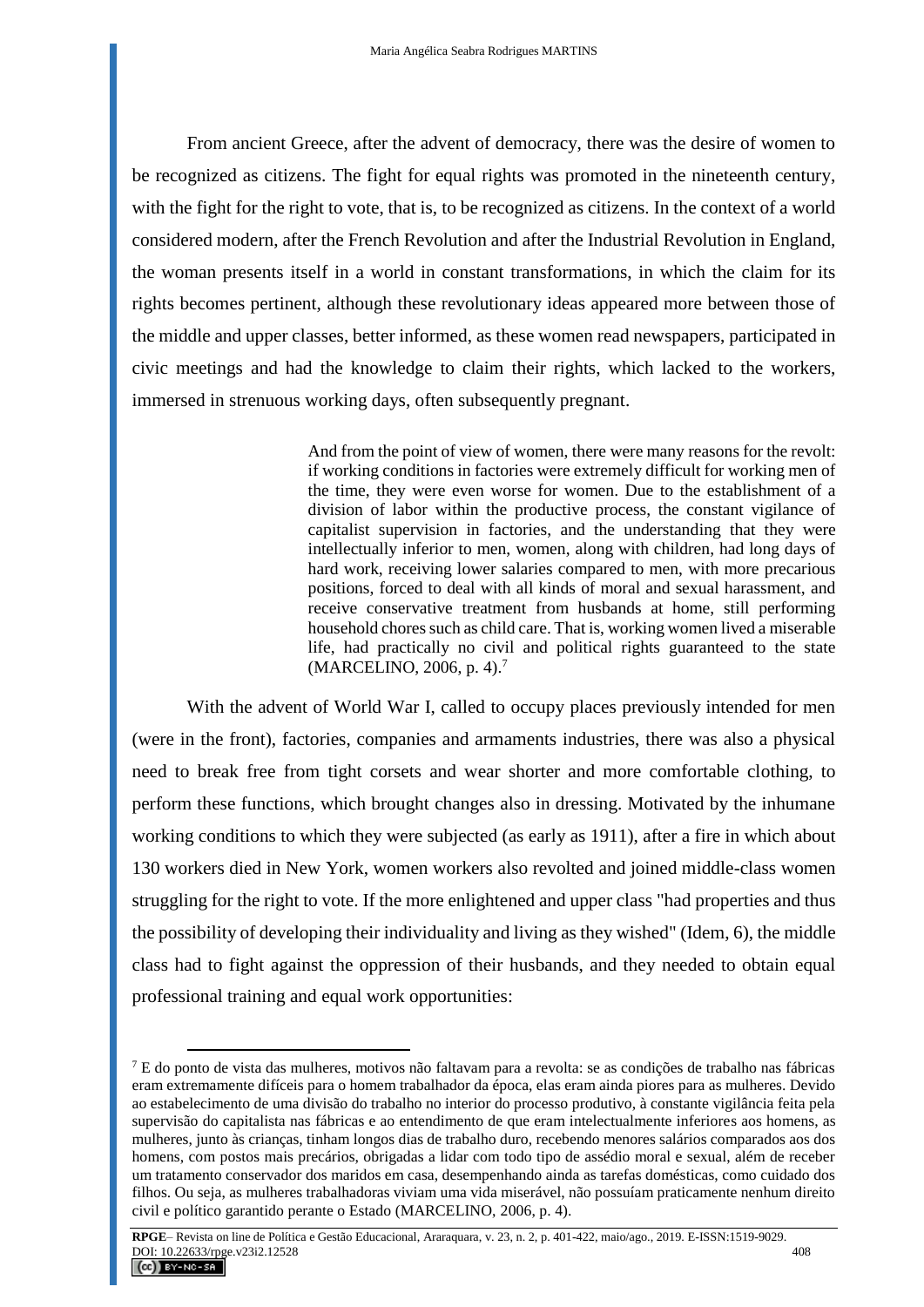From ancient Greece, after the advent of democracy, there was the desire of women to be recognized as citizens. The fight for equal rights was promoted in the nineteenth century, with the fight for the right to vote, that is, to be recognized as citizens. In the context of a world considered modern, after the French Revolution and after the Industrial Revolution in England, the woman presents itself in a world in constant transformations, in which the claim for its rights becomes pertinent, although these revolutionary ideas appeared more between those of the middle and upper classes, better informed, as these women read newspapers, participated in civic meetings and had the knowledge to claim their rights, which lacked to the workers, immersed in strenuous working days, often subsequently pregnant.

> And from the point of view of women, there were many reasons for the revolt: if working conditions in factories were extremely difficult for working men of the time, they were even worse for women. Due to the establishment of a division of labor within the productive process, the constant vigilance of capitalist supervision in factories, and the understanding that they were intellectually inferior to men, women, along with children, had long days of hard work, receiving lower salaries compared to men, with more precarious positions, forced to deal with all kinds of moral and sexual harassment, and receive conservative treatment from husbands at home, still performing household chores such as child care. That is, working women lived a miserable life, had practically no civil and political rights guaranteed to the state (MARCELINO, 2006, p. 4).[7]

With the advent of World War I, called to occupy places previously intended for men (were in the front), factories, companies and armaments industries, there was also a physical need to break free from tight corsets and wear shorter and more comfortable clothing, to perform these functions, which brought changes also in dressing. Motivated by the inhumane working conditions to which they were subjected (as early as 1911), after a fire in which about 130 workers died in New York, women workers also revolted and joined middle-class women struggling for the right to vote. If the more enlightened and upper class "had properties and thus the possibility of developing their individuality and living as they wished" (Idem, 6), the middle class had to fight against the oppression of their husbands, and they needed to obtain equal professional training and equal work opportunities:

---

[7] E do ponto de vista das mulheres, motivos não faltavam para a revolta: se as condições de trabalho nas fábricas eram extremamente difíceis para o homem trabalhador da época, elas eram ainda piores para as mulheres. Devido ao estabelecimento de uma divisão do trabalho no interior do processo produtivo, à constante vigilância feita pela supervisão do capitalista nas fábricas e ao entendimento de que eram intelectualmente inferiores aos homens, as mulheres, junto às crianças, tinham longos dias de trabalho duro, recebendo menores salários comparados aos dos homens, com postos mais precários, obrigadas a lidar com todo tipo de assédio moral e sexual, além de receber um tratamento conservador dos maridos em casa, desempenhando ainda as tarefas domésticas, como cuidado dos filhos. Ou seja, as mulheres trabalhadoras viviam uma vida miserável, não possuíam praticamente nenhum direito civil e político garantido perante o Estado (MARCELINO, 2006, p. 4).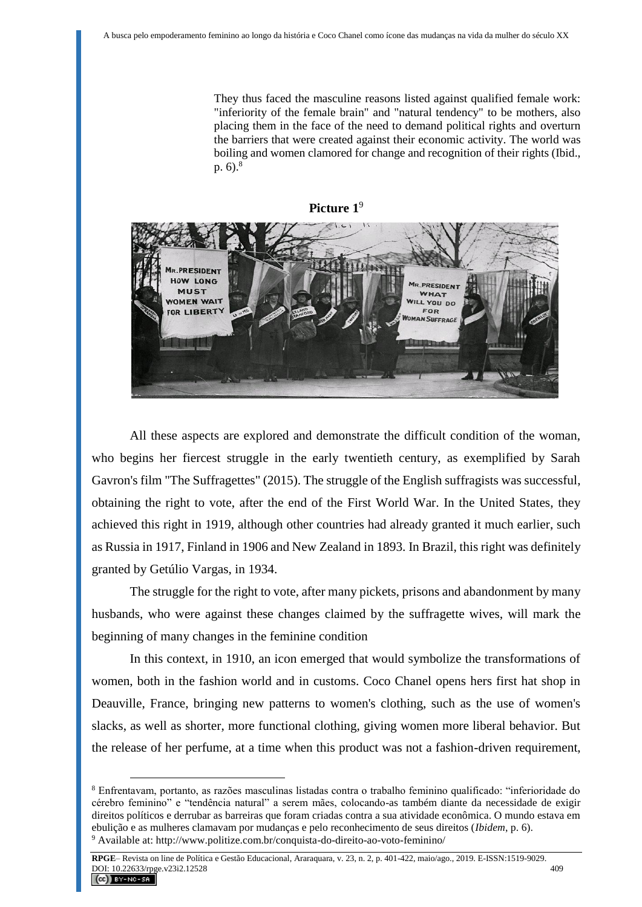> They thus faced the masculine reasons listed against qualified female work: "inferiority of the female brain" and "natural tendency" to be mothers, also placing them in the face of the need to demand political rights and overturn the barriers that were created against their economic activity. The world was boiling and women clamored for change and recognition of their rights (Ibid., p. 6).[8]

**Picture 1**[9]

All these aspects are explored and demonstrate the difficult condition of the woman, who begins her fiercest struggle in the early twentieth century, as exemplified by Sarah Gavron's film "The Suffragettes" (2015). The struggle of the English suffragists was successful, obtaining the right to vote, after the end of the First World War. In the United States, they achieved this right in 1919, although other countries had already granted it much earlier, such as Russia in 1917, Finland in 1906 and New Zealand in 1893. In Brazil, this right was definitely granted by Getúlio Vargas, in 1934.

The struggle for the right to vote, after many pickets, prisons and abandonment by many husbands, who were against these changes claimed by the suffragette wives, will mark the beginning of many changes in the feminine condition

In this context, in 1910, an icon emerged that would symbolize the transformations of women, both in the fashion world and in customs. Coco Chanel opens hers first hat shop in Deauville, France, bringing new patterns to women's clothing, such as the use of women's slacks, as well as shorter, more functional clothing, giving women more liberal behavior. But the release of her perfume, at a time when this product was not a fashion-driven requirement,

---

[8] Enfrentavam, portanto, as razões masculinas listadas contra o trabalho feminino qualificado: "inferioridade do cérebro feminino" e "tendência natural" a serem mães, colocando-as também diante da necessidade de exigir direitos políticos e derrubar as barreiras que foram criadas contra a sua atividade econômica. O mundo estava em ebulição e as mulheres clamavam por mudanças e pelo reconhecimento de seus direitos (*Ibidem*, p. 6).

[9] Available at: http://www.politize.com.br/conquista-do-direito-ao-voto-feminino/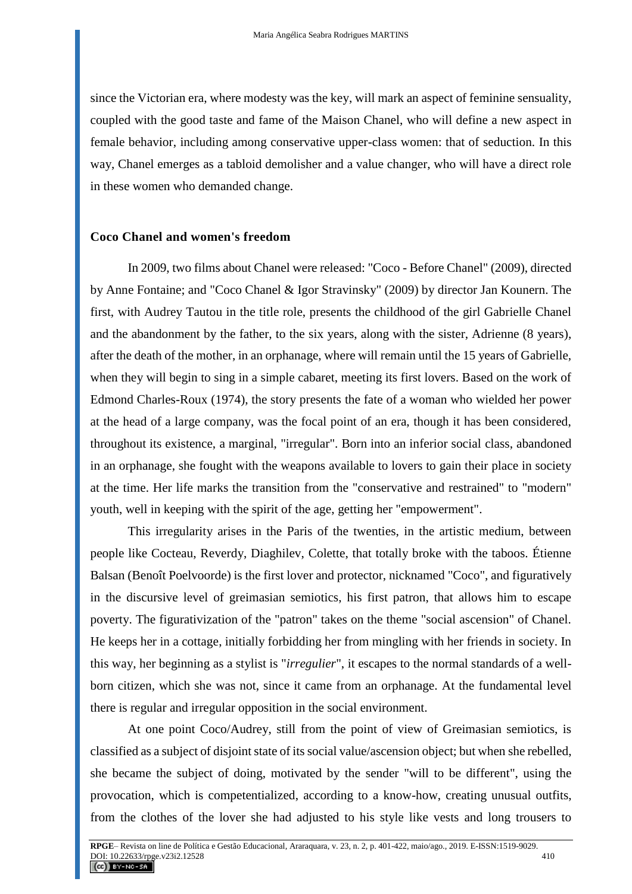since the Victorian era, where modesty was the key, will mark an aspect of feminine sensuality, coupled with the good taste and fame of the Maison Chanel, who will define a new aspect in female behavior, including among conservative upper-class women: that of seduction. In this way, Chanel emerges as a tabloid demolisher and a value changer, who will have a direct role in these women who demanded change.

## Coco Chanel and women's freedom

In 2009, two films about Chanel were released: "Coco - Before Chanel" (2009), directed by Anne Fontaine; and "Coco Chanel & Igor Stravinsky" (2009) by director Jan Kounern. The first, with Audrey Tautou in the title role, presents the childhood of the girl Gabrielle Chanel and the abandonment by the father, to the six years, along with the sister, Adrienne (8 years), after the death of the mother, in an orphanage, where will remain until the 15 years of Gabrielle, when they will begin to sing in a simple cabaret, meeting its first lovers. Based on the work of Edmond Charles-Roux (1974), the story presents the fate of a woman who wielded her power at the head of a large company, was the focal point of an era, though it has been considered, throughout its existence, a marginal, "irregular". Born into an inferior social class, abandoned in an orphanage, she fought with the weapons available to lovers to gain their place in society at the time. Her life marks the transition from the "conservative and restrained" to "modern" youth, well in keeping with the spirit of the age, getting her "empowerment".

This irregularity arises in the Paris of the twenties, in the artistic medium, between people like Cocteau, Reverdy, Diaghilev, Colette, that totally broke with the taboos. Étienne Balsan (Benoît Poelvoorde) is the first lover and protector, nicknamed "Coco", and figuratively in the discursive level of greimasian semiotics, his first patron, that allows him to escape poverty. The figurativization of the "patron" takes on the theme "social ascension" of Chanel. He keeps her in a cottage, initially forbidding her from mingling with her friends in society. In this way, her beginning as a stylist is "*irregulier*", it escapes to the normal standards of a well-born citizen, which she was not, since it came from an orphanage. At the fundamental level there is regular and irregular opposition in the social environment.

At one point Coco/Audrey, still from the point of view of Greimasian semiotics, is classified as a subject of disjoint state of its social value/ascension object; but when she rebelled, she became the subject of doing, motivated by the sender "will to be different", using the provocation, which is competentialized, according to a know-how, creating unusual outfits, from the clothes of the lover she had adjusted to his style like vests and long trousers to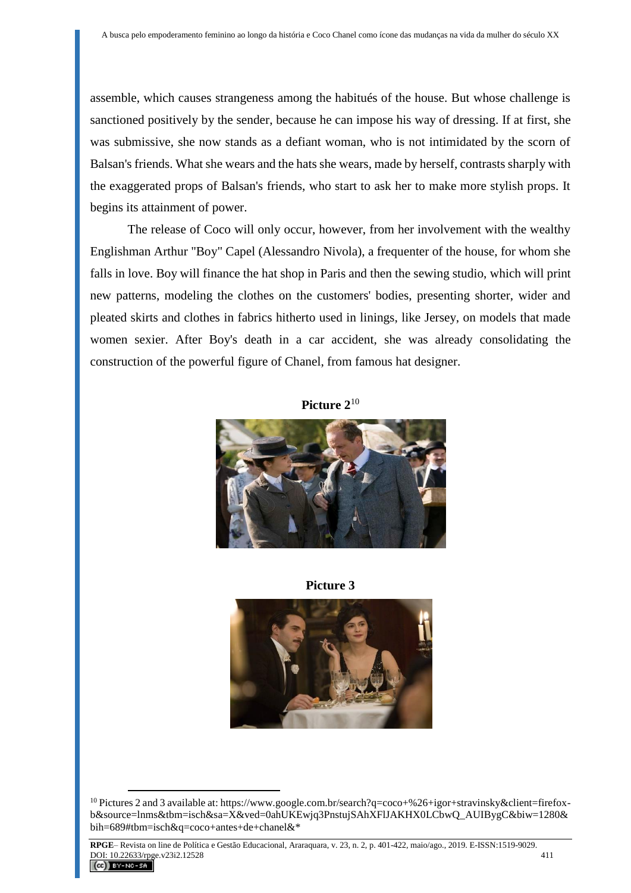assemble, which causes strangeness among the habitués of the house. But whose challenge is sanctioned positively by the sender, because he can impose his way of dressing. If at first, she was submissive, she now stands as a defiant woman, who is not intimidated by the scorn of Balsan's friends. What she wears and the hats she wears, made by herself, contrasts sharply with the exaggerated props of Balsan's friends, who start to ask her to make more stylish props. It begins its attainment of power.

The release of Coco will only occur, however, from her involvement with the wealthy Englishman Arthur "Boy" Capel (Alessandro Nivola), a frequenter of the house, for whom she falls in love. Boy will finance the hat shop in Paris and then the sewing studio, which will print new patterns, modeling the clothes on the customers' bodies, presenting shorter, wider and pleated skirts and clothes in fabrics hitherto used in linings, like Jersey, on models that made women sexier. After Boy's death in a car accident, she was already consolidating the construction of the powerful figure of Chanel, from famous hat designer.

**Picture 2**[10]

**Picture 3**

[10] Pictures 2 and 3 available at: https://www.google.com.br/search?q=coco+%26+igor+stravinsky&client=firefox-b&source=lnms&tbm=isch&sa=X&ved=0ahUKEwjq3PnstujSAhXFlJAKHX0LCbwQ_AUIBygC&biw=1280&bih=689#tbm=isch&q=coco+antes+de+chanel&*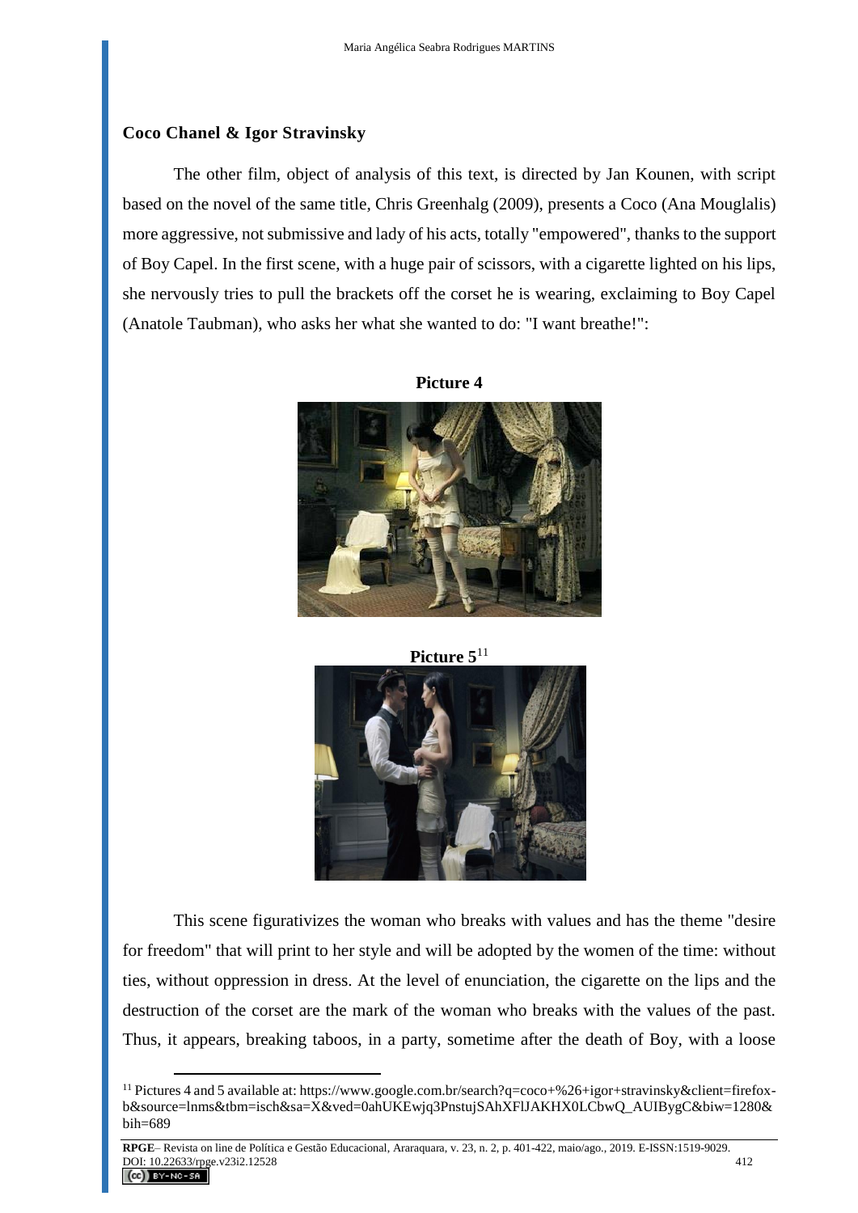### Coco Chanel & Igor Stravinsky

The other film, object of analysis of this text, is directed by Jan Kounen, with script based on the novel of the same title, Chris Greenhalg (2009), presents a Coco (Ana Mouglalis) more aggressive, not submissive and lady of his acts, totally "empowered", thanks to the support of Boy Capel. In the first scene, with a huge pair of scissors, with a cigarette lighted on his lips, she nervously tries to pull the brackets off the corset he is wearing, exclaiming to Boy Capel (Anatole Taubman), who asks her what she wanted to do: "I want breathe!":

**Picture 4**

**Picture 5**[11]

This scene figurativizes the woman who breaks with values and has the theme "desire for freedom" that will print to her style and will be adopted by the women of the time: without ties, without oppression in dress. At the level of enunciation, the cigarette on the lips and the destruction of the corset are the mark of the woman who breaks with the values of the past. Thus, it appears, breaking taboos, in a party, sometime after the death of Boy, with a loose

[11] Pictures 4 and 5 available at: https://www.google.com.br/search?q=coco+%26+igor+stravinsky&client=firefox-b&source=lnms&tbm=isch&sa=X&ved=0ahUKEwjq3PnstujSAhXFlJAKHX0LCbwQ_AUIBygC&biw=1280&bih=689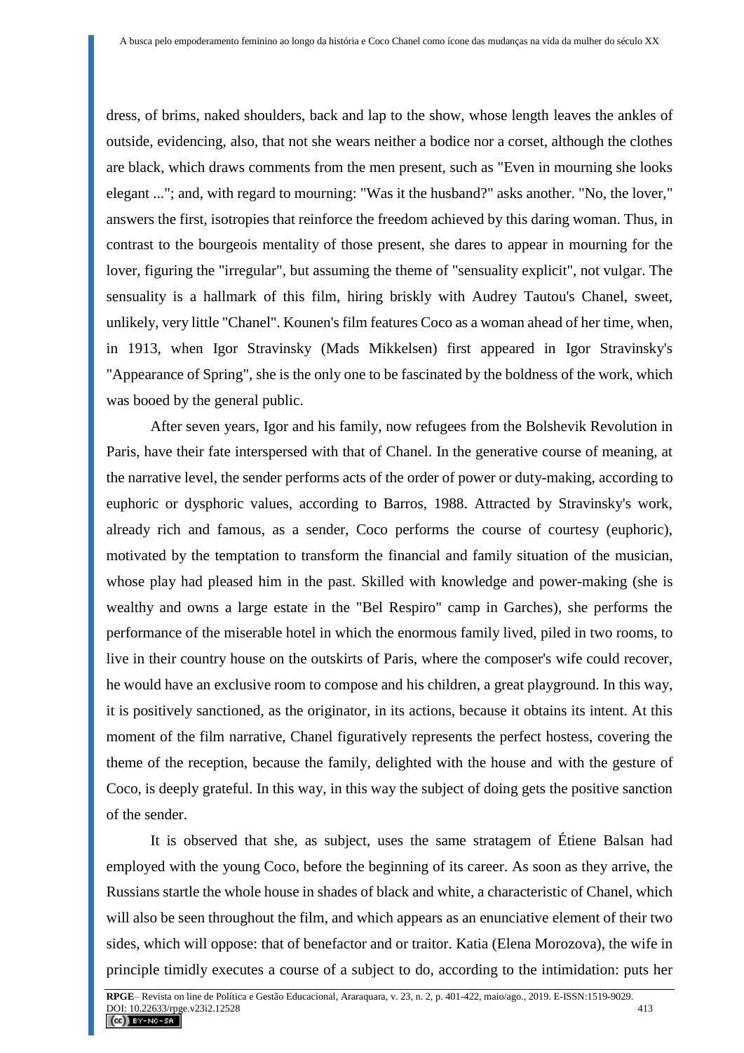dress, of brims, naked shoulders, back and lap to the show, whose length leaves the ankles of outside, evidencing, also, that not she wears neither a bodice nor a corset, although the clothes are black, which draws comments from the men present, such as "Even in mourning she looks elegant ..."; and, with regard to mourning: "Was it the husband?" asks another. "No, the lover," answers the first, isotropies that reinforce the freedom achieved by this daring woman. Thus, in contrast to the bourgeois mentality of those present, she dares to appear in mourning for the lover, figuring the "irregular", but assuming the theme of "sensuality explicit", not vulgar. The sensuality is a hallmark of this film, hiring briskly with Audrey Tautou's Chanel, sweet, unlikely, very little "Chanel". Kounen's film features Coco as a woman ahead of her time, when, in 1913, when Igor Stravinsky (Mads Mikkelsen) first appeared in Igor Stravinsky's "Appearance of Spring", she is the only one to be fascinated by the boldness of the work, which was booed by the general public.

After seven years, Igor and his family, now refugees from the Bolshevik Revolution in Paris, have their fate interspersed with that of Chanel. In the generative course of meaning, at the narrative level, the sender performs acts of the order of power or duty-making, according to euphoric or dysphoric values, according to Barros, 1988. Attracted by Stravinsky's work, already rich and famous, as a sender, Coco performs the course of courtesy (euphoric), motivated by the temptation to transform the financial and family situation of the musician, whose play had pleased him in the past. Skilled with knowledge and power-making (she is wealthy and owns a large estate in the "Bel Respiro" camp in Garches), she performs the performance of the miserable hotel in which the enormous family lived, piled in two rooms, to live in their country house on the outskirts of Paris, where the composer's wife could recover, he would have an exclusive room to compose and his children, a great playground. In this way, it is positively sanctioned, as the originator, in its actions, because it obtains its intent. At this moment of the film narrative, Chanel figuratively represents the perfect hostess, covering the theme of the reception, because the family, delighted with the house and with the gesture of Coco, is deeply grateful. In this way, in this way the subject of doing gets the positive sanction of the sender.

It is observed that she, as subject, uses the same stratagem of Étiene Balsan had employed with the young Coco, before the beginning of its career. As soon as they arrive, the Russians startle the whole house in shades of black and white, a characteristic of Chanel, which will also be seen throughout the film, and which appears as an enunciative element of their two sides, which will oppose: that of benefactor and or traitor. Katia (Elena Morozova), the wife in principle timidly executes a course of a subject to do, according to the intimidation: puts her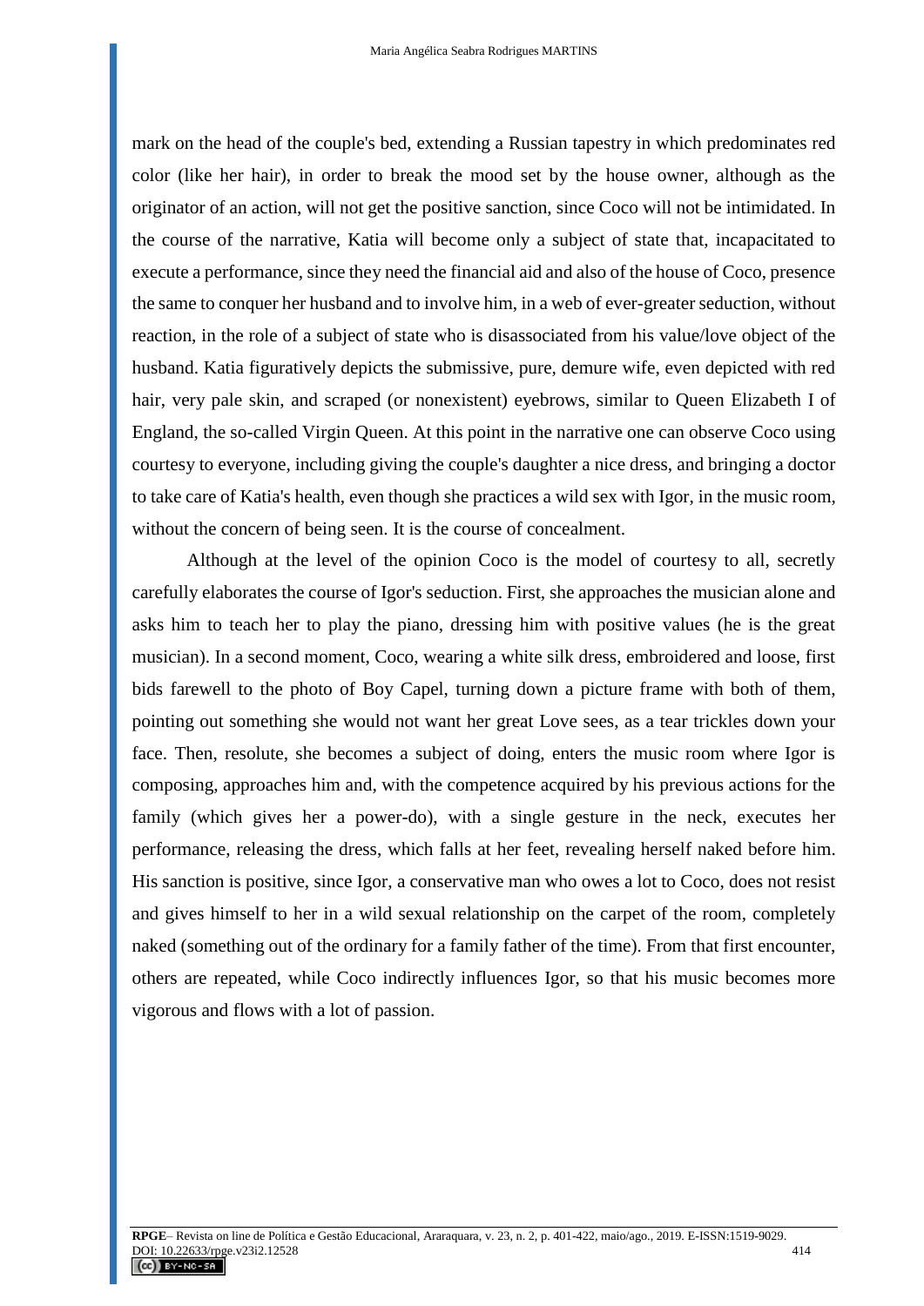mark on the head of the couple's bed, extending a Russian tapestry in which predominates red color (like her hair), in order to break the mood set by the house owner, although as the originator of an action, will not get the positive sanction, since Coco will not be intimidated. In the course of the narrative, Katia will become only a subject of state that, incapacitated to execute a performance, since they need the financial aid and also of the house of Coco, presence the same to conquer her husband and to involve him, in a web of ever-greater seduction, without reaction, in the role of a subject of state who is disassociated from his value/love object of the husband. Katia figuratively depicts the submissive, pure, demure wife, even depicted with red hair, very pale skin, and scraped (or nonexistent) eyebrows, similar to Queen Elizabeth I of England, the so-called Virgin Queen. At this point in the narrative one can observe Coco using courtesy to everyone, including giving the couple's daughter a nice dress, and bringing a doctor to take care of Katia's health, even though she practices a wild sex with Igor, in the music room, without the concern of being seen. It is the course of concealment.

Although at the level of the opinion Coco is the model of courtesy to all, secretly carefully elaborates the course of Igor's seduction. First, she approaches the musician alone and asks him to teach her to play the piano, dressing him with positive values (he is the great musician). In a second moment, Coco, wearing a white silk dress, embroidered and loose, first bids farewell to the photo of Boy Capel, turning down a picture frame with both of them, pointing out something she would not want her great Love sees, as a tear trickles down your face. Then, resolute, she becomes a subject of doing, enters the music room where Igor is composing, approaches him and, with the competence acquired by his previous actions for the family (which gives her a power-do), with a single gesture in the neck, executes her performance, releasing the dress, which falls at her feet, revealing herself naked before him. His sanction is positive, since Igor, a conservative man who owes a lot to Coco, does not resist and gives himself to her in a wild sexual relationship on the carpet of the room, completely naked (something out of the ordinary for a family father of the time). From that first encounter, others are repeated, while Coco indirectly influences Igor, so that his music becomes more vigorous and flows with a lot of passion.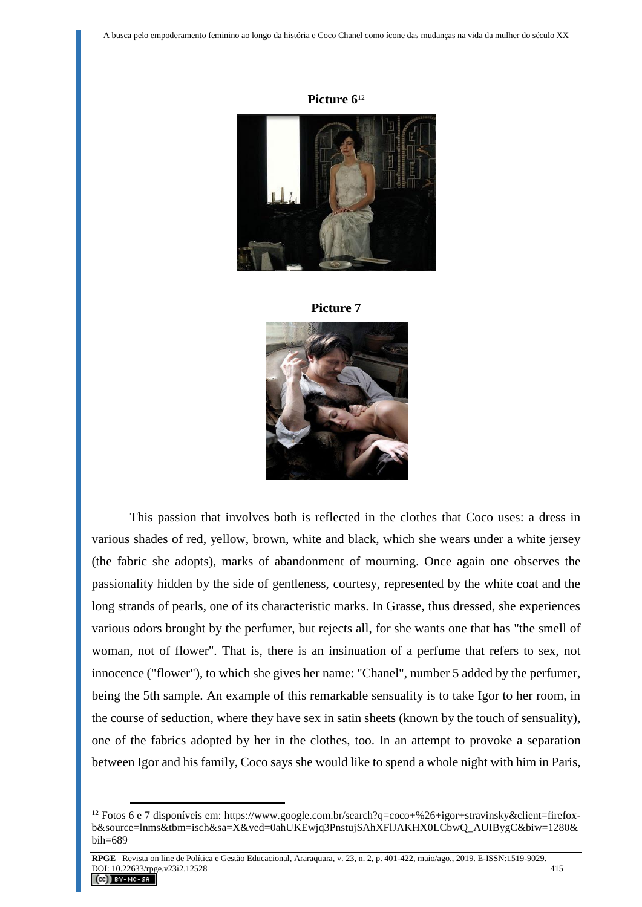**Picture 6**[12]

**Picture 7**

This passion that involves both is reflected in the clothes that Coco uses: a dress in various shades of red, yellow, brown, white and black, which she wears under a white jersey (the fabric she adopts), marks of abandonment of mourning. Once again one observes the passionality hidden by the side of gentleness, courtesy, represented by the white coat and the long strands of pearls, one of its characteristic marks. In Grasse, thus dressed, she experiences various odors brought by the perfumer, but rejects all, for she wants one that has "the smell of woman, not of flower". That is, there is an insinuation of a perfume that refers to sex, not innocence ("flower"), to which she gives her name: "Chanel", number 5 added by the perfumer, being the 5th sample. An example of this remarkable sensuality is to take Igor to her room, in the course of seduction, where they have sex in satin sheets (known by the touch of sensuality), one of the fabrics adopted by her in the clothes, too. In an attempt to provoke a separation between Igor and his family, Coco says she would like to spend a whole night with him in Paris,

---

[12] Fotos 6 e 7 disponíveis em: https://www.google.com.br/search?q=coco+%26+igor+stravinsky&client=firefox-b&source=lnms&tbm=isch&sa=X&ved=0ahUKEwjq3PnstujSAhXFlJAKHX0LCbwQ_AUIBygC&biw=1280&bih=689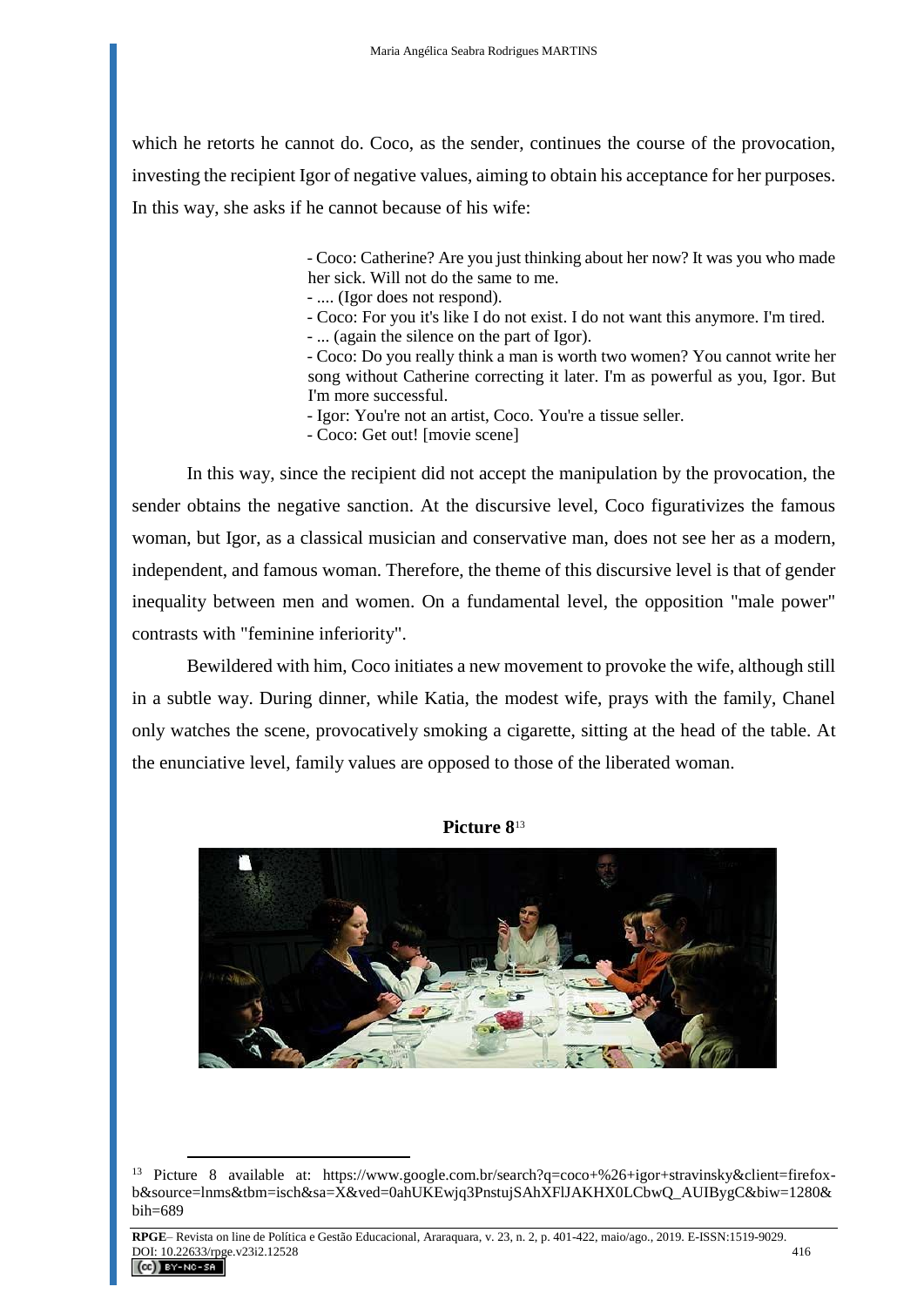which he retorts he cannot do. Coco, as the sender, continues the course of the provocation, investing the recipient Igor of negative values, aiming to obtain his acceptance for her purposes. In this way, she asks if he cannot because of his wife:

> - Coco: Catherine? Are you just thinking about her now? It was you who made her sick. Will not do the same to me.
> - .... (Igor does not respond).
> - Coco: For you it's like I do not exist. I do not want this anymore. I'm tired.
> - ... (again the silence on the part of Igor).
> - Coco: Do you really think a man is worth two women? You cannot write her song without Catherine correcting it later. I'm as powerful as you, Igor. But I'm more successful.
> - Igor: You're not an artist, Coco. You're a tissue seller.
> - Coco: Get out! [movie scene]

In this way, since the recipient did not accept the manipulation by the provocation, the sender obtains the negative sanction. At the discursive level, Coco figurativizes the famous woman, but Igor, as a classical musician and conservative man, does not see her as a modern, independent, and famous woman. Therefore, the theme of this discursive level is that of gender inequality between men and women. On a fundamental level, the opposition "male power" contrasts with "feminine inferiority".

Bewildered with him, Coco initiates a new movement to provoke the wife, although still in a subtle way. During dinner, while Katia, the modest wife, prays with the family, Chanel only watches the scene, provocatively smoking a cigarette, sitting at the head of the table. At the enunciative level, family values are opposed to those of the liberated woman.

**Picture 8**[13]

[13] Picture 8 available at: https://www.google.com.br/search?q=coco+%26+igor+stravinsky&client=firefox-b&source=lnms&tbm=isch&sa=X&ved=0ahUKEwjq3PnstujSAhXFlJAKHX0LCbwQ_AUIBygC&biw=1280&bih=689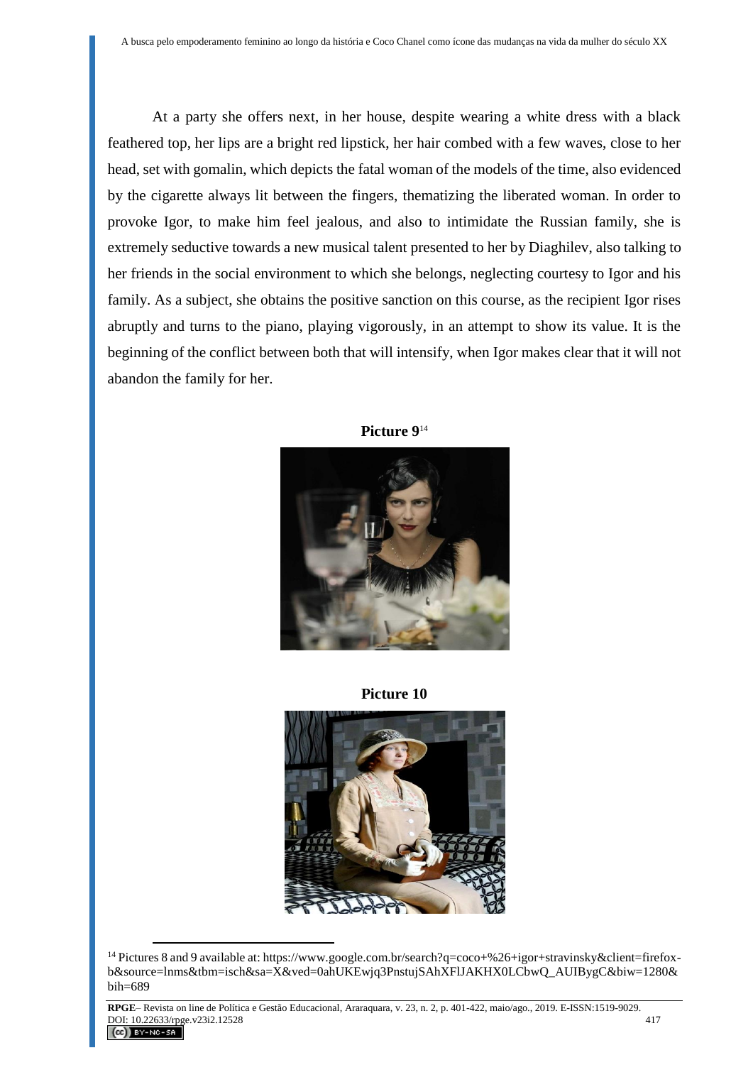At a party she offers next, in her house, despite wearing a white dress with a black feathered top, her lips are a bright red lipstick, her hair combed with a few waves, close to her head, set with gomalin, which depicts the fatal woman of the models of the time, also evidenced by the cigarette always lit between the fingers, thematizing the liberated woman. In order to provoke Igor, to make him feel jealous, and also to intimidate the Russian family, she is extremely seductive towards a new musical talent presented to her by Diaghilev, also talking to her friends in the social environment to which she belongs, neglecting courtesy to Igor and his family. As a subject, she obtains the positive sanction on this course, as the recipient Igor rises abruptly and turns to the piano, playing vigorously, in an attempt to show its value. It is the beginning of the conflict between both that will intensify, when Igor makes clear that it will not abandon the family for her.

**Picture 9**[14]

**Picture 10**

[14] Pictures 8 and 9 available at: https://www.google.com.br/search?q=coco+%26+igor+stravinsky&client=firefox-b&source=lnms&tbm=isch&sa=X&ved=0ahUKEwjq3PnstujSAhXFlJAKHX0LCbwQ_AUIBygC&biw=1280&bih=689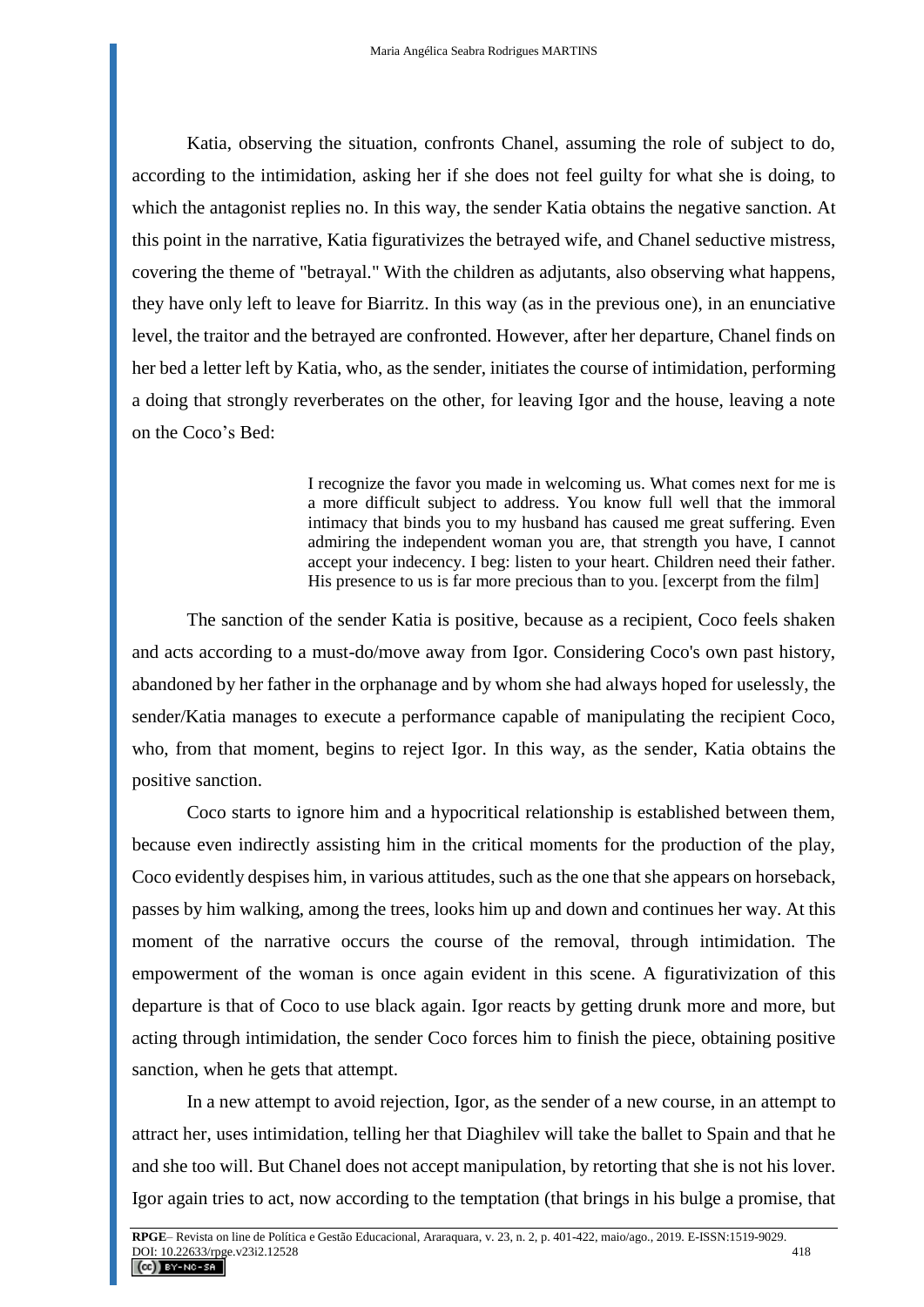Katia, observing the situation, confronts Chanel, assuming the role of subject to do, according to the intimidation, asking her if she does not feel guilty for what she is doing, to which the antagonist replies no. In this way, the sender Katia obtains the negative sanction. At this point in the narrative, Katia figurativizes the betrayed wife, and Chanel seductive mistress, covering the theme of "betrayal." With the children as adjutants, also observing what happens, they have only left to leave for Biarritz. In this way (as in the previous one), in an enunciative level, the traitor and the betrayed are confronted. However, after her departure, Chanel finds on her bed a letter left by Katia, who, as the sender, initiates the course of intimidation, performing a doing that strongly reverberates on the other, for leaving Igor and the house, leaving a note on the Coco's Bed:

> I recognize the favor you made in welcoming us. What comes next for me is a more difficult subject to address. You know full well that the immoral intimacy that binds you to my husband has caused me great suffering. Even admiring the independent woman you are, that strength you have, I cannot accept your indecency. I beg: listen to your heart. Children need their father. His presence to us is far more precious than to you. [excerpt from the film]

The sanction of the sender Katia is positive, because as a recipient, Coco feels shaken and acts according to a must-do/move away from Igor. Considering Coco's own past history, abandoned by her father in the orphanage and by whom she had always hoped for uselessly, the sender/Katia manages to execute a performance capable of manipulating the recipient Coco, who, from that moment, begins to reject Igor. In this way, as the sender, Katia obtains the positive sanction.

Coco starts to ignore him and a hypocritical relationship is established between them, because even indirectly assisting him in the critical moments for the production of the play, Coco evidently despises him, in various attitudes, such as the one that she appears on horseback, passes by him walking, among the trees, looks him up and down and continues her way. At this moment of the narrative occurs the course of the removal, through intimidation. The empowerment of the woman is once again evident in this scene. A figurativization of this departure is that of Coco to use black again. Igor reacts by getting drunk more and more, but acting through intimidation, the sender Coco forces him to finish the piece, obtaining positive sanction, when he gets that attempt.

In a new attempt to avoid rejection, Igor, as the sender of a new course, in an attempt to attract her, uses intimidation, telling her that Diaghilev will take the ballet to Spain and that he and she too will. But Chanel does not accept manipulation, by retorting that she is not his lover. Igor again tries to act, now according to the temptation (that brings in his bulge a promise, that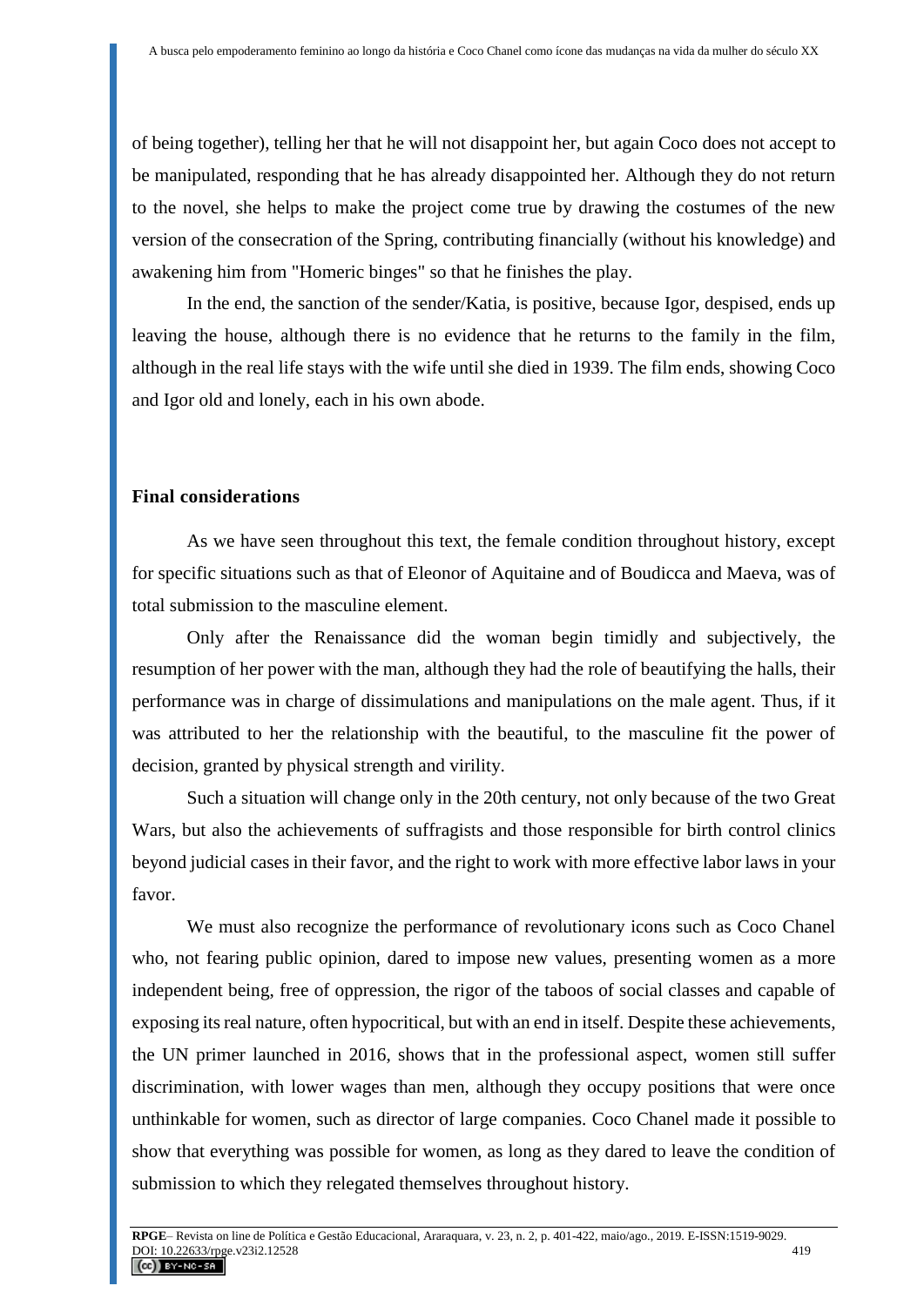of being together), telling her that he will not disappoint her, but again Coco does not accept to be manipulated, responding that he has already disappointed her. Although they do not return to the novel, she helps to make the project come true by drawing the costumes of the new version of the consecration of the Spring, contributing financially (without his knowledge) and awakening him from "Homeric binges" so that he finishes the play.

In the end, the sanction of the sender/Katia, is positive, because Igor, despised, ends up leaving the house, although there is no evidence that he returns to the family in the film, although in the real life stays with the wife until she died in 1939. The film ends, showing Coco and Igor old and lonely, each in his own abode.

## Final considerations

As we have seen throughout this text, the female condition throughout history, except for specific situations such as that of Eleonor of Aquitaine and of Boudicca and Maeva, was of total submission to the masculine element.

Only after the Renaissance did the woman begin timidly and subjectively, the resumption of her power with the man, although they had the role of beautifying the halls, their performance was in charge of dissimulations and manipulations on the male agent. Thus, if it was attributed to her the relationship with the beautiful, to the masculine fit the power of decision, granted by physical strength and virility.

Such a situation will change only in the 20th century, not only because of the two Great Wars, but also the achievements of suffragists and those responsible for birth control clinics beyond judicial cases in their favor, and the right to work with more effective labor laws in your favor.

We must also recognize the performance of revolutionary icons such as Coco Chanel who, not fearing public opinion, dared to impose new values, presenting women as a more independent being, free of oppression, the rigor of the taboos of social classes and capable of exposing its real nature, often hypocritical, but with an end in itself. Despite these achievements, the UN primer launched in 2016, shows that in the professional aspect, women still suffer discrimination, with lower wages than men, although they occupy positions that were once unthinkable for women, such as director of large companies. Coco Chanel made it possible to show that everything was possible for women, as long as they dared to leave the condition of submission to which they relegated themselves throughout history.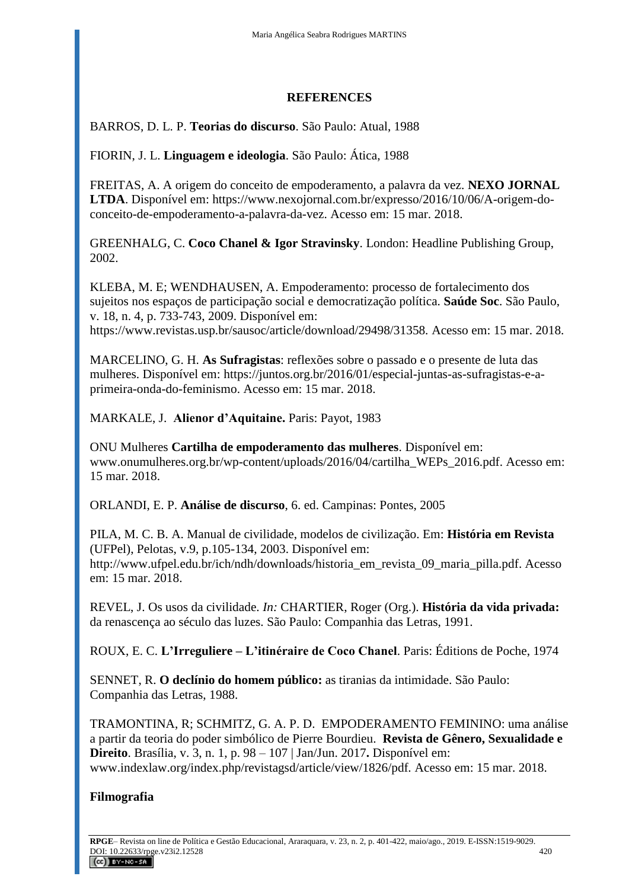## REFERENCES

BARROS, D. L. P. **Teorias do discurso**. São Paulo: Atual, 1988

FIORIN, J. L. **Linguagem e ideologia**. São Paulo: Ática, 1988

FREITAS, A. A origem do conceito de empoderamento, a palavra da vez. **NEXO JORNAL LTDA**. Disponível em: https://www.nexojornal.com.br/expresso/2016/10/06/A-origem-do-conceito-de-empoderamento-a-palavra-da-vez. Acesso em: 15 mar. 2018.

GREENHALG, C. **Coco Chanel & Igor Stravinsky**. London: Headline Publishing Group, 2002.

KLEBA, M. E; WENDHAUSEN, A. Empoderamento: processo de fortalecimento dos sujeitos nos espaços de participação social e democratização política. **Saúde Soc**. São Paulo, v. 18, n. 4, p. 733-743, 2009. Disponível em: https://www.revistas.usp.br/sausoc/article/download/29498/31358. Acesso em: 15 mar. 2018.

MARCELINO, G. H. **As Sufragistas**: reflexões sobre o passado e o presente de luta das mulheres. Disponível em: https://juntos.org.br/2016/01/especial-juntas-as-sufragistas-e-a-primeira-onda-do-feminismo. Acesso em: 15 mar. 2018.

MARKALE, J. **Alienor d'Aquitaine.** Paris: Payot, 1983

ONU Mulheres **Cartilha de empoderamento das mulheres**. Disponível em: www.onumulheres.org.br/wp-content/uploads/2016/04/cartilha_WEPs_2016.pdf. Acesso em: 15 mar. 2018.

ORLANDI, E. P. **Análise de discurso**, 6. ed. Campinas: Pontes, 2005

PILA, M. C. B. A. Manual de civilidade, modelos de civilização. Em: **História em Revista** (UFPel), Pelotas, v.9, p.105-134, 2003. Disponível em: http://www.ufpel.edu.br/ich/ndh/downloads/historia_em_revista_09_maria_pilla.pdf. Acesso em: 15 mar. 2018.

REVEL, J. Os usos da civilidade. *In:* CHARTIER, Roger (Org.). **História da vida privada:** da renascença ao século das luzes. São Paulo: Companhia das Letras, 1991.

ROUX, E. C. **L'Irreguliere – L'itinéraire de Coco Chanel**. Paris: Éditions de Poche, 1974

SENNET, R. **O declínio do homem público:** as tiranias da intimidade. São Paulo: Companhia das Letras, 1988.

TRAMONTINA, R; SCHMITZ, G. A. P. D. EMPODERAMENTO FEMININO: uma análise a partir da teoria do poder simbólico de Pierre Bourdieu. **Revista de Gênero, Sexualidade e Direito**. Brasília, v. 3, n. 1, p. 98 – 107 | Jan/Jun. 2017**.** Disponível em: www.indexlaw.org/index.php/revistagsd/article/view/1826/pdf. Acesso em: 15 mar. 2018.

**Filmografia**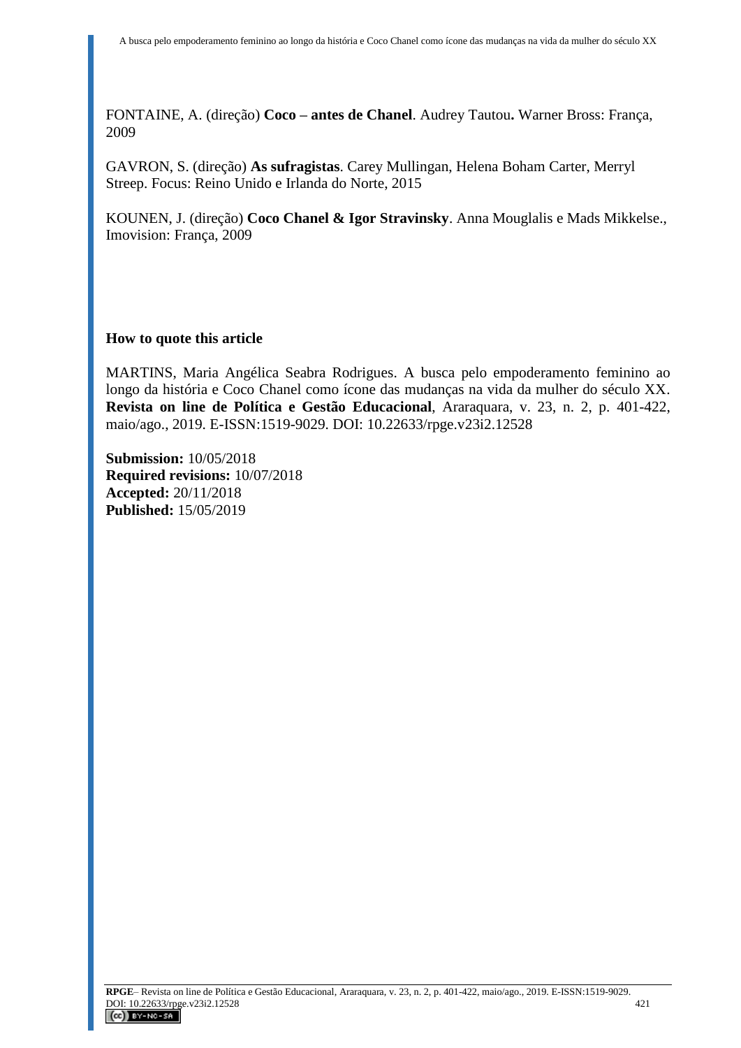FONTAINE, A. (direção) **Coco – antes de Chanel**. Audrey Tautou**.** Warner Bross: França, 2009

GAVRON, S. (direção) **As sufragistas**. Carey Mullingan, Helena Boham Carter, Merryl Streep. Focus: Reino Unido e Irlanda do Norte, 2015

KOUNEN, J. (direção) **Coco Chanel & Igor Stravinsky**. Anna Mouglalis e Mads Mikkelse., Imovision: França, 2009

### How to quote this article

MARTINS, Maria Angélica Seabra Rodrigues. A busca pelo empoderamento feminino ao longo da história e Coco Chanel como ícone das mudanças na vida da mulher do século XX. **Revista on line de Política e Gestão Educacional**, Araraquara, v. 23, n. 2, p. 401-422, maio/ago., 2019. E-ISSN:1519-9029. DOI: 10.22633/rpge.v23i2.12528

**Submission:** 10/05/2018
**Required revisions:** 10/07/2018
**Accepted:** 20/11/2018
**Published:** 15/05/2019